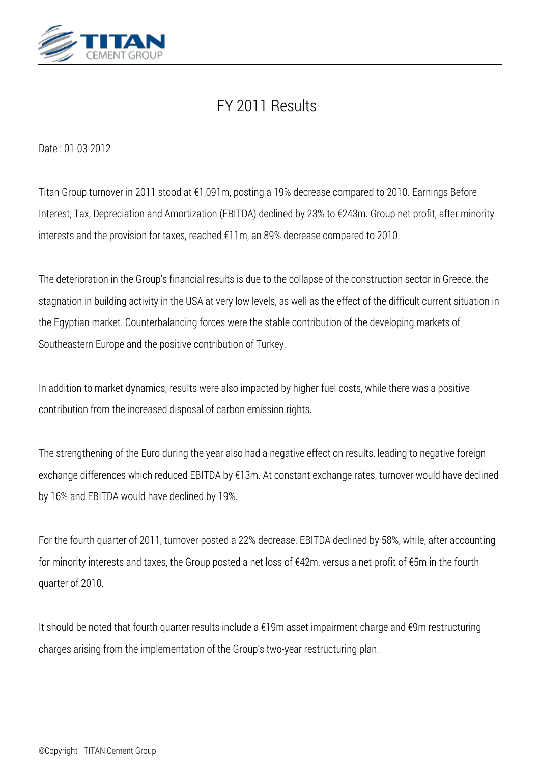# FY 2011 Results

Date : 01-03-2012

Titan Group turnover in 2011 stood at €1,091m, posting a 19% decrease compared to 2010. Earnings Before Interest, Tax, Depreciation and Amortization (EBITDA) declined by 23% to €243m. Group net profit, after minority interests and the provision for taxes, reached €11m, an 89% decrease compared to 2010.

The deterioration in the Group's financial results is due to the collapse of the construction sector in Greece, the stagnation in building activity in the USA at very low levels, as well as the effect of the difficult current situation in the Egyptian market. Counterbalancing forces were the stable contribution of the developing markets of Southeastern Europe and the positive contribution of Turkey.

In addition to market dynamics, results were also impacted by higher fuel costs, while there was a positive contribution from the increased disposal of carbon emission rights.

The strengthening of the Euro during the year also had a negative effect on results, leading to negative foreign exchange differences which reduced EBITDA by €13m. At constant exchange rates, turnover would have declined by 16% and EBITDA would have declined by 19%.

For the fourth quarter of 2011, turnover posted a 22% decrease. EBITDA declined by 58%, while, after accounting for minority interests and taxes, the Group posted a net loss of €42m, versus a net profit of €5m in the fourth quarter of 2010.

It should be noted that fourth quarter results include a €19m asset impairment charge and €9m restructuring charges arising from the implementation of the Group's two-year restructuring plan.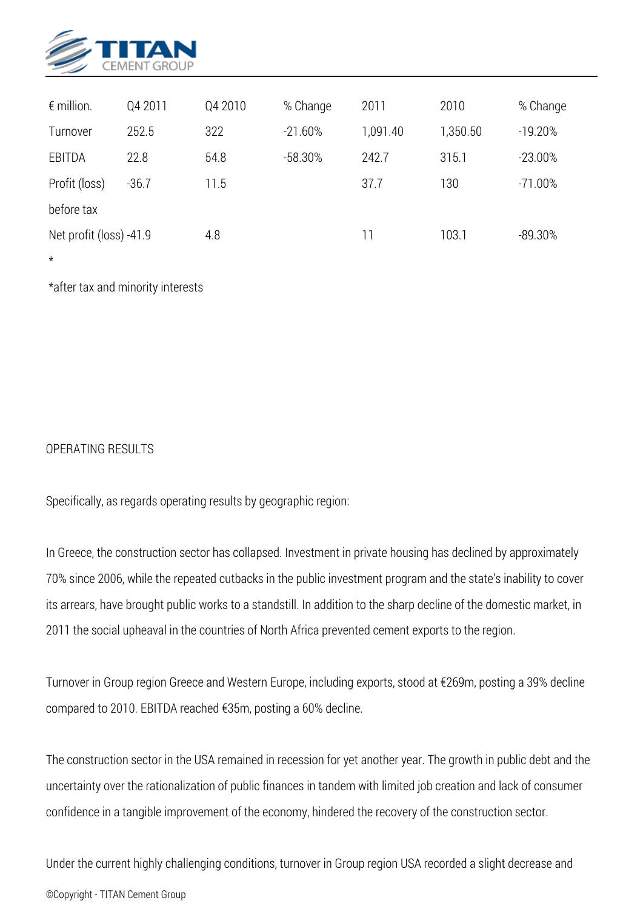| € million. | Q4 2011 | Q4 2010 | % Change | 2011 | 2010 | % Change |
|---|---|---|---|---|---|---|
| Turnover | 252.5 | 322 | -21.60% | 1,091.40 | 1,350.50 | -19.20% |
| EBITDA | 22.8 | 54.8 | -58.30% | 242.7 | 315.1 | -23.00% |
| Profit (loss) before tax | -36.7 | 11.5 | | 37.7 | 130 | -71.00% |
| Net profit (loss) * | -41.9 | 4.8 | | 11 | 103.1 | -89.30% |

*after tax and minority interests

OPERATING RESULTS

Specifically, as regards operating results by geographic region:

In Greece, the construction sector has collapsed. Investment in private housing has declined by approximately 70% since 2006, while the repeated cutbacks in the public investment program and the state's inability to cover its arrears, have brought public works to a standstill. In addition to the sharp decline of the domestic market, in 2011 the social upheaval in the countries of North Africa prevented cement exports to the region.

Turnover in Group region Greece and Western Europe, including exports, stood at €269m, posting a 39% decline compared to 2010. EBITDA reached €35m, posting a 60% decline.

The construction sector in the USA remained in recession for yet another year. The growth in public debt and the uncertainty over the rationalization of public finances in tandem with limited job creation and lack of consumer confidence in a tangible improvement of the economy, hindered the recovery of the construction sector.

Under the current highly challenging conditions, turnover in Group region USA recorded a slight decrease and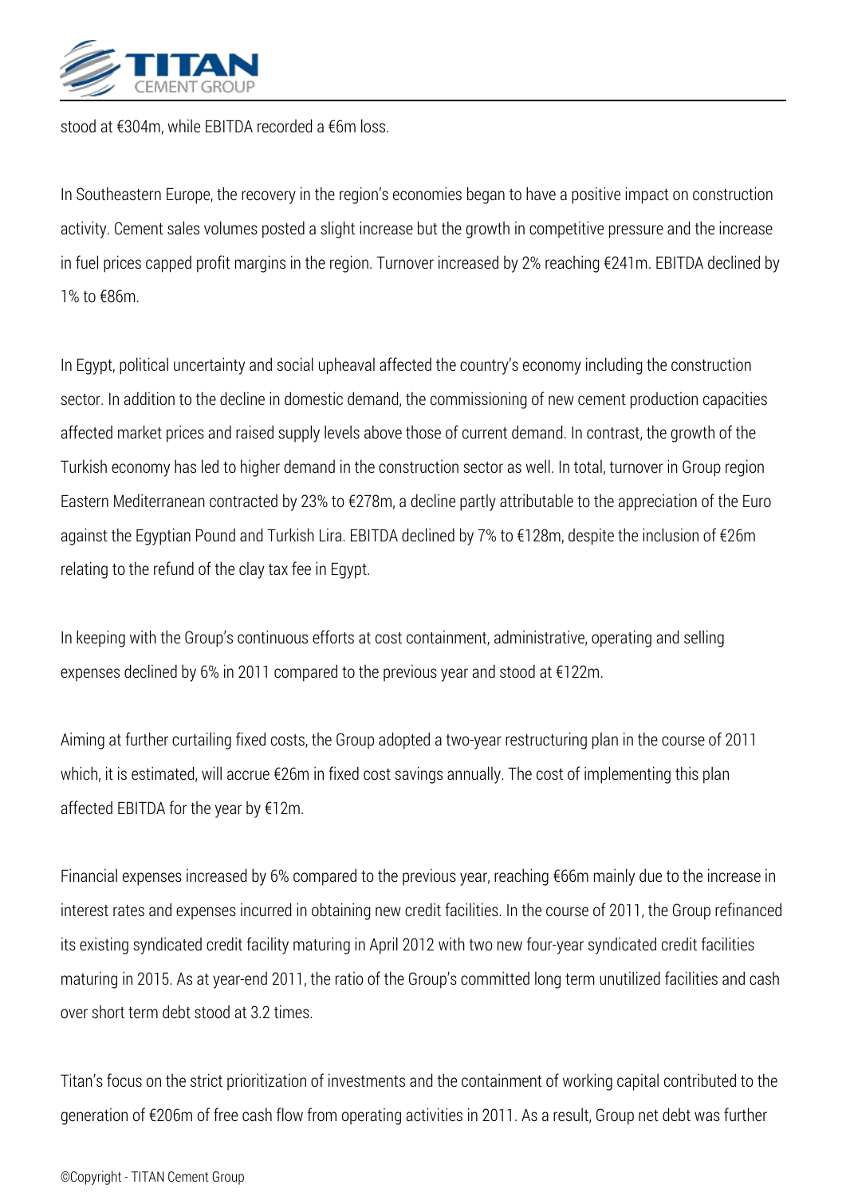stood at €304m, while EBITDA recorded a €6m loss.

In Southeastern Europe, the recovery in the region's economies began to have a positive impact on construction activity. Cement sales volumes posted a slight increase but the growth in competitive pressure and the increase in fuel prices capped profit margins in the region. Turnover increased by 2% reaching €241m. EBITDA declined by 1% to €86m.

In Egypt, political uncertainty and social upheaval affected the country's economy including the construction sector. In addition to the decline in domestic demand, the commissioning of new cement production capacities affected market prices and raised supply levels above those of current demand. In contrast, the growth of the Turkish economy has led to higher demand in the construction sector as well. In total, turnover in Group region Eastern Mediterranean contracted by 23% to €278m, a decline partly attributable to the appreciation of the Euro against the Egyptian Pound and Turkish Lira. EBITDA declined by 7% to €128m, despite the inclusion of €26m relating to the refund of the clay tax fee in Egypt.

In keeping with the Group's continuous efforts at cost containment, administrative, operating and selling expenses declined by 6% in 2011 compared to the previous year and stood at €122m.

Aiming at further curtailing fixed costs, the Group adopted a two-year restructuring plan in the course of 2011 which, it is estimated, will accrue €26m in fixed cost savings annually. The cost of implementing this plan affected EBITDA for the year by €12m.

Financial expenses increased by 6% compared to the previous year, reaching €66m mainly due to the increase in interest rates and expenses incurred in obtaining new credit facilities. In the course of 2011, the Group refinanced its existing syndicated credit facility maturing in April 2012 with two new four-year syndicated credit facilities maturing in 2015. As at year-end 2011, the ratio of the Group's committed long term unutilized facilities and cash over short term debt stood at 3.2 times.

Titan's focus on the strict prioritization of investments and the containment of working capital contributed to the generation of €206m of free cash flow from operating activities in 2011. As a result, Group net debt was further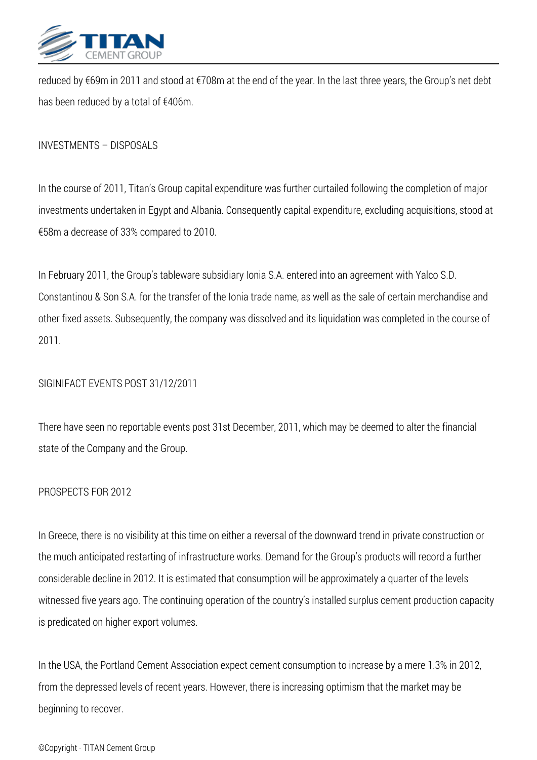reduced by €69m in 2011 and stood at €708m at the end of the year. In the last three years, the Group's net debt has been reduced by a total of €406m.

## INVESTMENTS – DISPOSALS

In the course of 2011, Titan's Group capital expenditure was further curtailed following the completion of major investments undertaken in Egypt and Albania. Consequently capital expenditure, excluding acquisitions, stood at €58m a decrease of 33% compared to 2010.

In February 2011, the Group's tableware subsidiary Ionia S.A. entered into an agreement with Yalco S.D. Constantinou & Son S.A. for the transfer of the Ionia trade name, as well as the sale of certain merchandise and other fixed assets. Subsequently, the company was dissolved and its liquidation was completed in the course of 2011.

## SIGINIFACT EVENTS POST 31/12/2011

There have seen no reportable events post 31st December, 2011, which may be deemed to alter the financial state of the Company and the Group.

## PROSPECTS FOR 2012

In Greece, there is no visibility at this time on either a reversal of the downward trend in private construction or the much anticipated restarting of infrastructure works. Demand for the Group's products will record a further considerable decline in 2012. It is estimated that consumption will be approximately a quarter of the levels witnessed five years ago. The continuing operation of the country's installed surplus cement production capacity is predicated on higher export volumes.

In the USA, the Portland Cement Association expect cement consumption to increase by a mere 1.3% in 2012, from the depressed levels of recent years. However, there is increasing optimism that the market may be beginning to recover.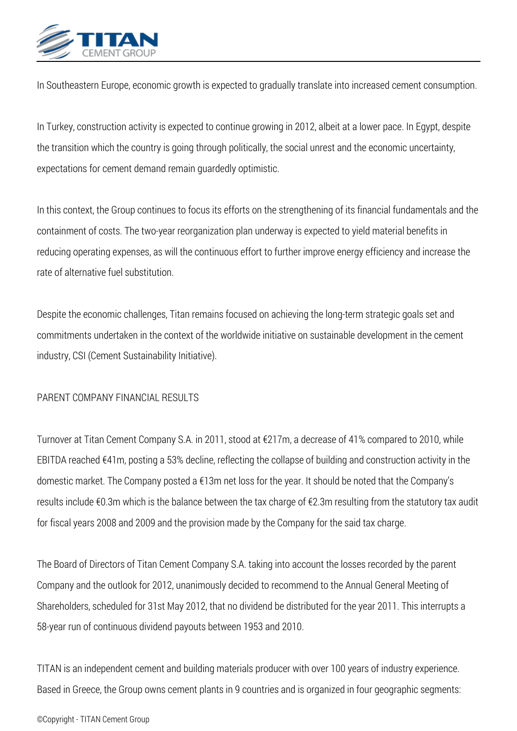In Southeastern Europe, economic growth is expected to gradually translate into increased cement consumption.

In Turkey, construction activity is expected to continue growing in 2012, albeit at a lower pace. In Egypt, despite the transition which the country is going through politically, the social unrest and the economic uncertainty, expectations for cement demand remain guardedly optimistic.

In this context, the Group continues to focus its efforts on the strengthening of its financial fundamentals and the containment of costs. The two-year reorganization plan underway is expected to yield material benefits in reducing operating expenses, as will the continuous effort to further improve energy efficiency and increase the rate of alternative fuel substitution.

Despite the economic challenges, Titan remains focused on achieving the long-term strategic goals set and commitments undertaken in the context of the worldwide initiative on sustainable development in the cement industry, CSI (Cement Sustainability Initiative).

## PARENT COMPANY FINANCIAL RESULTS

Turnover at Titan Cement Company S.A. in 2011, stood at €217m, a decrease of 41% compared to 2010, while EBITDA reached €41m, posting a 53% decline, reflecting the collapse of building and construction activity in the domestic market. The Company posted a €13m net loss for the year. It should be noted that the Company's results include €0.3m which is the balance between the tax charge of €2.3m resulting from the statutory tax audit for fiscal years 2008 and 2009 and the provision made by the Company for the said tax charge.

The Board of Directors of Titan Cement Company S.A. taking into account the losses recorded by the parent Company and the outlook for 2012, unanimously decided to recommend to the Annual General Meeting of Shareholders, scheduled for 31st May 2012, that no dividend be distributed for the year 2011. This interrupts a 58-year run of continuous dividend payouts between 1953 and 2010.

TITAN is an independent cement and building materials producer with over 100 years of industry experience. Based in Greece, the Group owns cement plants in 9 countries and is organized in four geographic segments: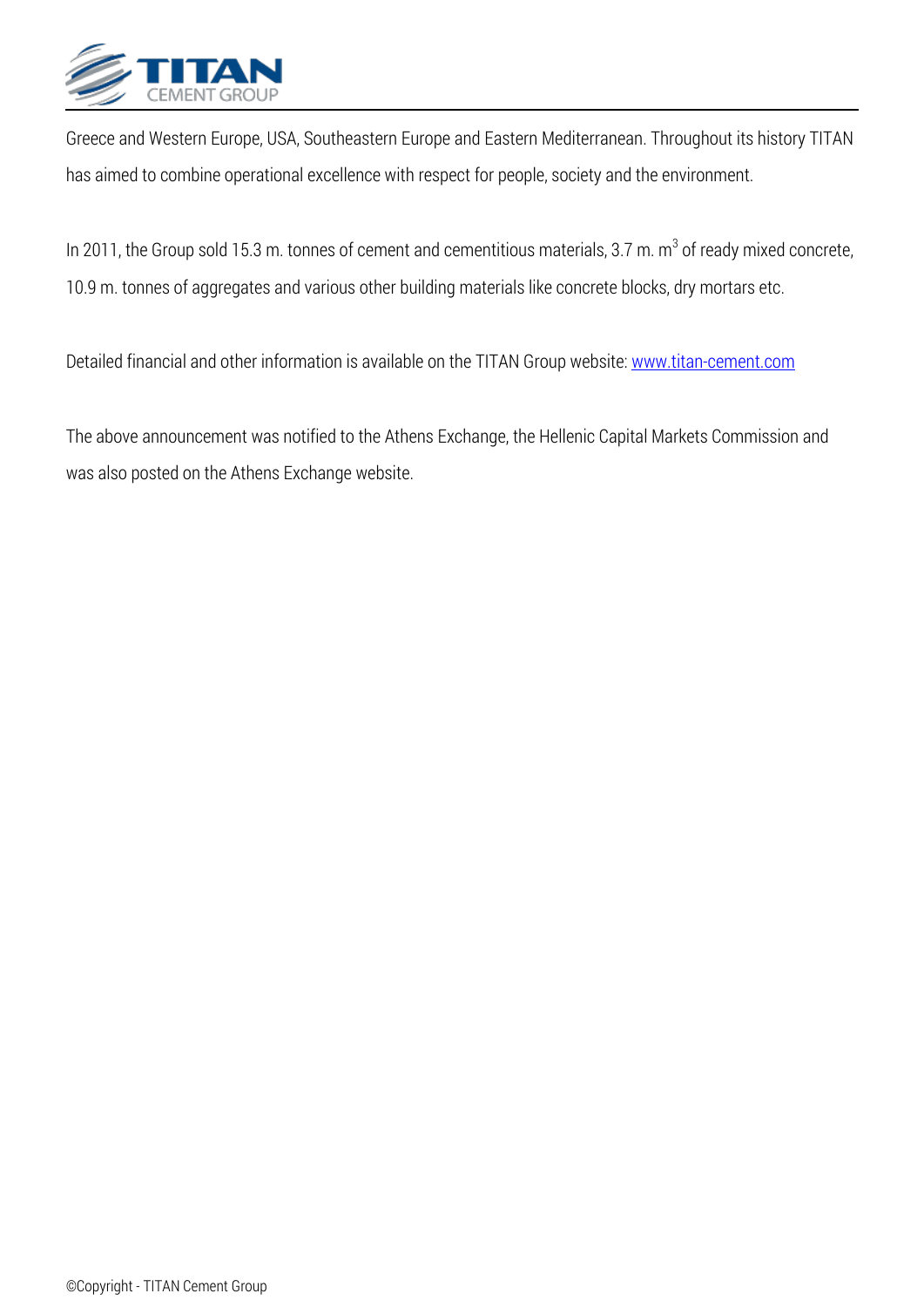Greece and Western Europe, USA, Southeastern Europe and Eastern Mediterranean. Throughout its history TITAN has aimed to combine operational excellence with respect for people, society and the environment.

In 2011, the Group sold 15.3 m. tonnes of cement and cementitious materials, 3.7 m. $m^3$ of ready mixed concrete, 10.9 m. tonnes of aggregates and various other building materials like concrete blocks, dry mortars etc.

Detailed financial and other information is available on the TITAN Group website: www.titan-cement.com

The above announcement was notified to the Athens Exchange, the Hellenic Capital Markets Commission and was also posted on the Athens Exchange website.